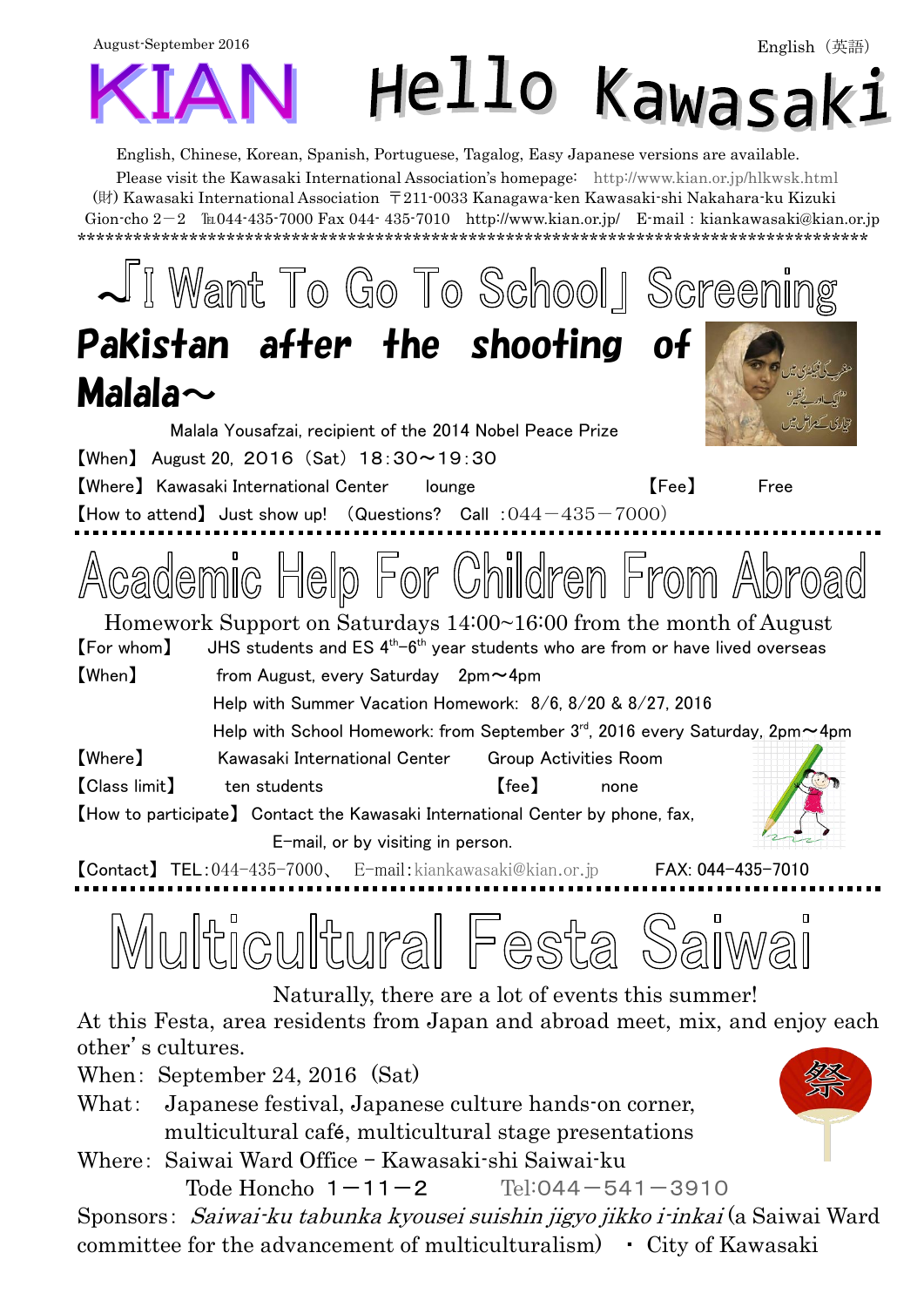August-September 2016

English（英語）

# KIAN Hello Kawasaki

English, Chinese, Korean, Spanish, Portuguese, Tagalog, Easy Japanese versions are available.
Please visit the Kawasaki International Association's homepage: http://www.kian.or.jp/hlkwsk.html
(財) Kawasaki International Association 〒211-0033 Kanagawa-ken Kawasaki-shi Nakahara-ku Kizuki Gion-cho 2－2 ℡044-435-7000 Fax 044- 435-7010 http://www.kian.or.jp/ E-mail : kiankawasaki@kian.or.jp

\*\*\*\*\*\*\*\*\*\*\*\*\*\*\*\*\*\*\*\*\*\*\*\*\*\*\*\*\*\*\*\*\*\*\*\*\*\*\*\*\*\*\*\*\*\*\*\*\*\*\*\*\*\*\*\*\*\*\*\*\*\*\*\*\*\*\*\*\*\*\*\*\*\*\*\*\*\*\*\*\*\*\*\*\*\*

## 「I Want To Go To School」Screening

## Pakistan after the shooting of Malala～

Malala Yousafzai, recipient of the 2014 Nobel Peace Prize

【When】 August 20, 2016（Sat）18:30～19:30

【Where】 Kawasaki International Center lounge 【Fee】 Free

【How to attend】 Just show up! （Questions? Call :044－435－7000）

## Academic Help For Children From Abroad

Homework Support on Saturdays 14:00~16:00 from the month of August

【For whom】 JHS students and ES 4th–6th year students who are from or have lived overseas

【When】 from August, every Saturday 2pm～4pm
Help with Summer Vacation Homework: 8/6, 8/20 & 8/27, 2016
Help with School Homework: from September 3rd, 2016 every Saturday, 2pm～4pm

【Where】 Kawasaki International Center Group Activities Room

【Class limit】 ten students 【fee】 none

【How to participate】 Contact the Kawasaki International Center by phone, fax, E-mail, or by visiting in person.

【Contact】 TEL:044-435-7000、 E-mail:kiankawasaki@kian.or.jp FAX: 044-435-7010

## Multicultural Festa Saiwai

Naturally, there are a lot of events this summer!

At this Festa, area residents from Japan and abroad meet, mix, and enjoy each other's cultures.

When: September 24, 2016（Sat）

What: Japanese festival, Japanese culture hands-on corner, multicultural café, multicultural stage presentations

Where: Saiwai Ward Office – Kawasaki-shi Saiwai-ku Tode Honcho 1－11－2 Tel:044－541－3910

Sponsors: *Saiwai-ku tabunka kyousei suishin jigyo jikko i-inkai* (a Saiwai Ward committee for the advancement of multiculturalism) ・ City of Kawasaki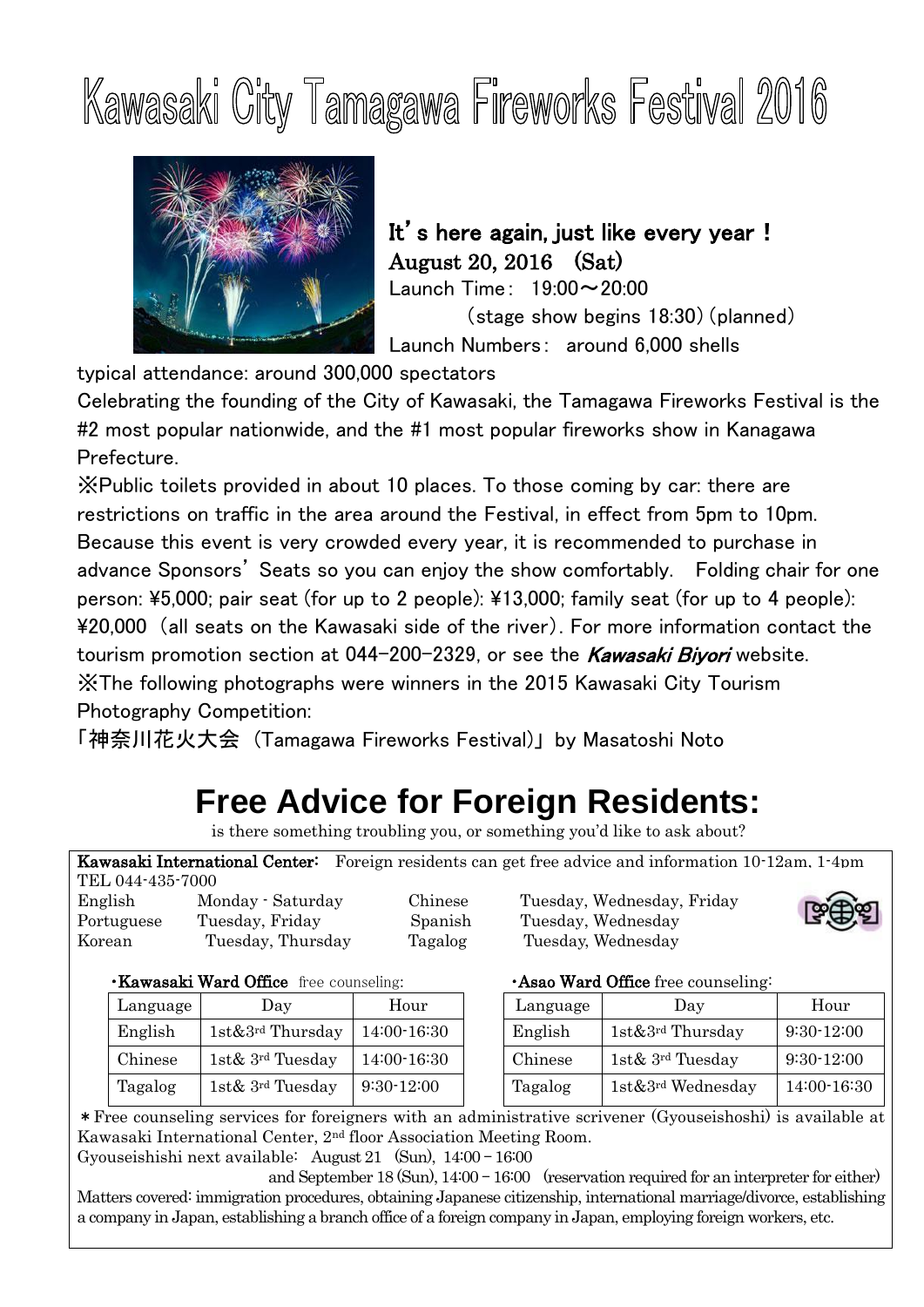# Kawasaki City Tamagawa Fireworks Festival 2016

**It's here again, just like every year！**
**August 20, 2016　(Sat)**
Launch Time：　19:00～20:00
　　　(stage show begins 18:30) (planned)
Launch Numbers：　around 6,000 shells
typical attendance: around 300,000 spectators

Celebrating the founding of the City of Kawasaki, the Tamagawa Fireworks Festival is the #2 most popular nationwide, and the #1 most popular fireworks show in Kanagawa Prefecture.

※Public toilets provided in about 10 places. To those coming by car: there are restrictions on traffic in the area around the Festival, in effect from 5pm to 10pm. Because this event is very crowded every year, it is recommended to purchase in advance Sponsors' Seats so you can enjoy the show comfortably.　Folding chair for one person: ¥5,000; pair seat (for up to 2 people): ¥13,000; family seat (for up to 4 people): ¥20,000 (all seats on the Kawasaki side of the river). For more information contact the tourism promotion section at 044-200-2329, or see the ***Kawasaki Biyori*** website.

※The following photographs were winners in the 2015 Kawasaki City Tourism Photography Competition:
「神奈川花火大会 (Tamagawa Fireworks Festival)」 by Masatoshi Noto

# Free Advice for Foreign Residents:

is there something troubling you, or something you'd like to ask about?

**Kawasaki International Center:**　Foreign residents can get free advice and information 10-12am, 1-4pm
TEL 044-435-7000

| | | | |
|---|---|---|---|
| English | Monday - Saturday | Chinese | Tuesday, Wednesday, Friday |
| Portuguese | Tuesday, Friday | Spanish | Tuesday, Wednesday |
| Korean | Tuesday, Thursday | Tagalog | Tuesday, Wednesday |

・**Kawasaki Ward Office** free counseling:

| Language | Day | Hour |
|---|---|---|
| English | 1st&3rd Thursday | 14:00-16:30 |
| Chinese | 1st& 3rd Tuesday | 14:00-16:30 |
| Tagalog | 1st& 3rd Tuesday | 9:30-12:00 |

・**Asao Ward Office** free counseling:

| Language | Day | Hour |
|---|---|---|
| English | 1st&3rd Thursday | 9:30-12:00 |
| Chinese | 1st& 3rd Tuesday | 9:30-12:00 |
| Tagalog | 1st&3rd Wednesday | 14:00-16:30 |

＊Free counseling services for foreigners with an administrative scrivener (Gyouseishoshi) is available at Kawasaki International Center, 2nd floor Association Meeting Room.
Gyouseishishi next available:　August 21　(Sun), 14:00－16:00
and September 18 (Sun), 14:00－16:00　(reservation required for an interpreter for either)
Matters covered: immigration procedures, obtaining Japanese citizenship, international marriage/divorce, establishing a company in Japan, establishing a branch office of a foreign company in Japan, employing foreign workers, etc.